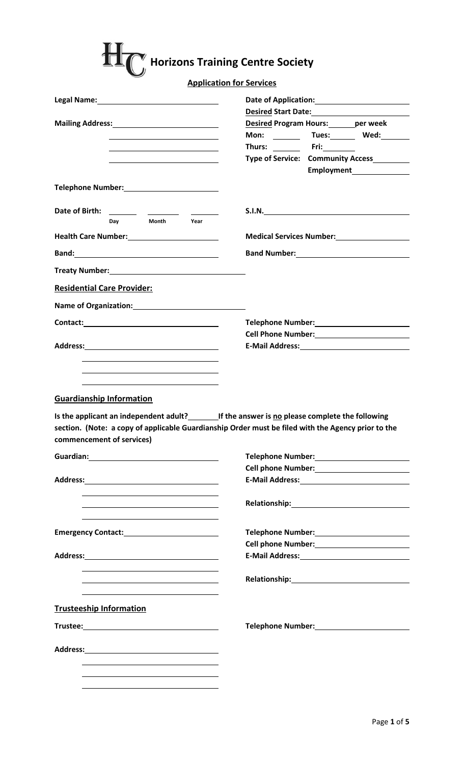# Horizons Training Centre Society

## Application for Services

**Legal Name:** ______________________

**Date of Application:** ______________________

**Desired Start Date:** ______________________

**Desired Program Hours:** ______ **per week**

**Mon:** ______ **Tues:** ______ **Wed:** ______

**Thurs:** ______ **Fri:** ______

**Type of Service:** **Community Access** ______

**Employment** ______

**Mailing Address:** ______________________

______________________

______________________

______________________

**Telephone Number:** ______________________

**Date of Birth:** ______ ______ ______
Day Month Year

**S.I.N.** ______________________

**Health Care Number:** ______________________

**Medical Services Number:** ______________________

**Band:** ______________________

**Band Number:** ______________________

**Treaty Number:** ______________________

### Residential Care Provider:

**Name of Organization:** ______________________

**Contact:** ______________________

**Telephone Number:** ______________________

**Cell Phone Number:** ______________________

**Address:** ______________________

______________________

______________________

______________________

**E-Mail Address:** ______________________

### Guardianship Information

**Is the applicant an independent adult?** ______ **If the answer is no please complete the following section. (Note: a copy of applicable Guardianship Order must be filed with the Agency prior to the commencement of services)**

**Guardian:** ______________________

**Telephone Number:** ______________________

**Cell phone Number:** ______________________

**Address:** ______________________

______________________

______________________

______________________

**E-Mail Address:** ______________________

**Relationship:** ______________________

**Emergency Contact:** ______________________

**Telephone Number:** ______________________

**Cell phone Number:** ______________________

**Address:** ______________________

______________________

______________________

______________________

**E-Mail Address:** ______________________

**Relationship:** ______________________

### Trusteeship Information

**Trustee:** ______________________

**Telephone Number:** ______________________

**Address:** ______________________

______________________

______________________

______________________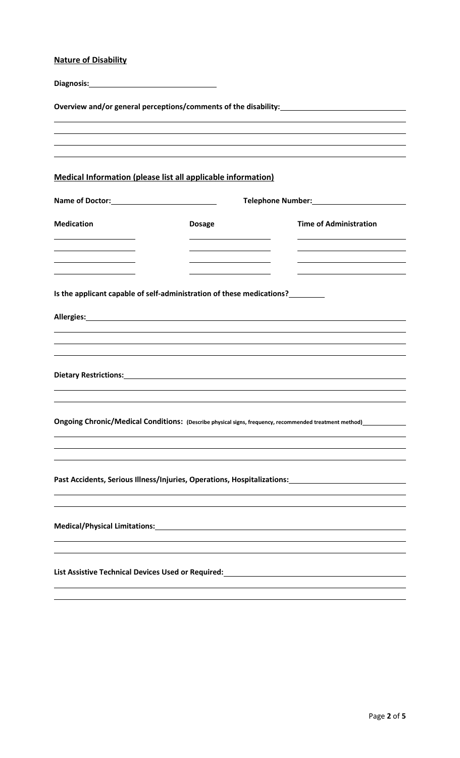**Nature of Disability**

**Diagnosis:** ______________________________

**Overview and/or general perceptions/comments of the disability:** ______________________________

______________________________________________________________________

______________________________________________________________________

______________________________________________________________________

**Medical Information (please list all applicable information)**

**Name of Doctor:** ______________________ **Telephone Number:** ______________________

| Medication | Dosage | Time of Administration |
| --- | --- | --- |
| | | |
| | | |
| | | |
| | | |

**Is the applicant capable of self-administration of these medications?** ________

**Allergies:** ______________________________________________________________

______________________________________________________________________

______________________________________________________________________

______________________________________________________________________

**Dietary Restrictions:** ______________________________________________________

______________________________________________________________________

______________________________________________________________________

**Ongoing Chronic/Medical Conditions:** (Describe physical signs, frequency, recommended treatment method) ____________

______________________________________________________________________

______________________________________________________________________

______________________________________________________________________

**Past Accidents, Serious Illness/Injuries, Operations, Hospitalizations:** ______________________

______________________________________________________________________

______________________________________________________________________

**Medical/Physical Limitations:** ______________________________________________

______________________________________________________________________

______________________________________________________________________

**List Assistive Technical Devices Used or Required:** ______________________________

______________________________________________________________________

______________________________________________________________________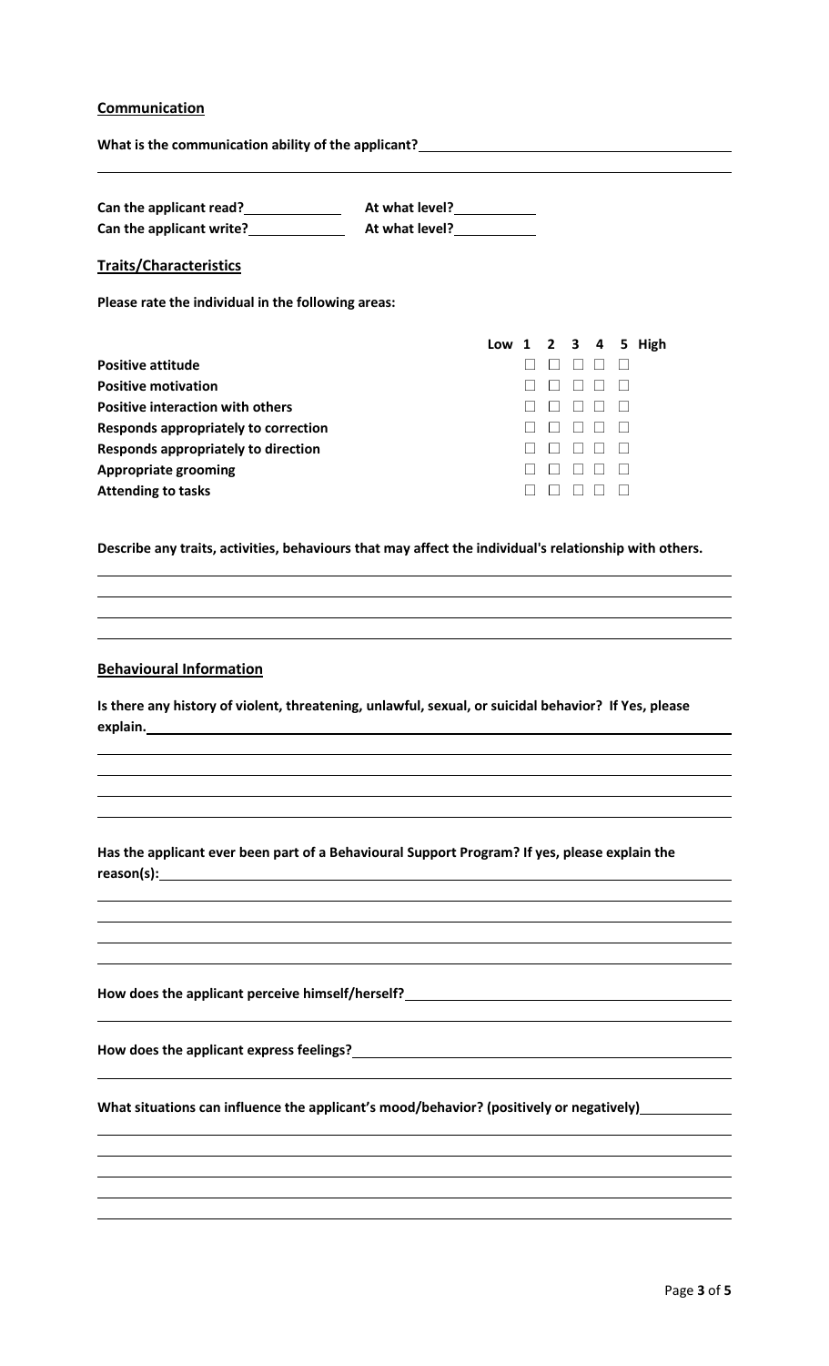**Communication**

**What is the communication ability of the applicant?**\_\_\_\_\_\_\_\_\_\_\_\_\_\_\_\_\_\_\_\_\_\_\_\_\_\_\_\_\_\_\_\_\_\_\_\_\_\_\_\_

**Can the applicant read?**\_\_\_\_\_\_\_\_\_\_\_\_ **At what level?**\_\_\_\_\_\_\_\_\_\_

**Can the applicant write?**\_\_\_\_\_\_\_\_\_\_\_\_ **At what level?**\_\_\_\_\_\_\_\_\_\_

**Traits/Characteristics**

**Please rate the individual in the following areas:**

| | Low 1 | 2 | 3 | 4 | 5 High |
|---|---|---|---|---|---|
| **Positive attitude** | ☐ | ☐ | ☐ | ☐ | ☐ |
| **Positive motivation** | ☐ | ☐ | ☐ | ☐ | ☐ |
| **Positive interaction with others** | ☐ | ☐ | ☐ | ☐ | ☐ |
| **Responds appropriately to correction** | ☐ | ☐ | ☐ | ☐ | ☐ |
| **Responds appropriately to direction** | ☐ | ☐ | ☐ | ☐ | ☐ |
| **Appropriate grooming** | ☐ | ☐ | ☐ | ☐ | ☐ |
| **Attending to tasks** | ☐ | ☐ | ☐ | ☐ | ☐ |

**Describe any traits, activities, behaviours that may affect the individual's relationship with others.**

**Behavioural Information**

**Is there any history of violent, threatening, unlawful, sexual, or suicidal behavior? If Yes, please explain.**\_\_\_\_\_\_\_\_\_\_\_\_\_\_\_\_\_\_\_\_\_\_\_\_\_\_\_\_\_\_\_\_\_\_\_\_\_\_\_\_

**Has the applicant ever been part of a Behavioural Support Program? If yes, please explain the reason(s):**\_\_\_\_\_\_\_\_\_\_\_\_\_\_\_\_\_\_\_\_\_\_\_\_\_\_\_\_\_\_\_\_\_\_\_\_\_\_\_\_

**How does the applicant perceive himself/herself?**\_\_\_\_\_\_\_\_\_\_\_\_\_\_\_\_\_\_\_\_\_\_\_\_\_\_\_\_\_\_\_\_\_\_\_\_\_\_\_\_

**How does the applicant express feelings?**\_\_\_\_\_\_\_\_\_\_\_\_\_\_\_\_\_\_\_\_\_\_\_\_\_\_\_\_\_\_\_\_\_\_\_\_\_\_\_\_

**What situations can influence the applicant's mood/behavior? (positively or negatively)**\_\_\_\_\_\_\_\_\_\_\_\_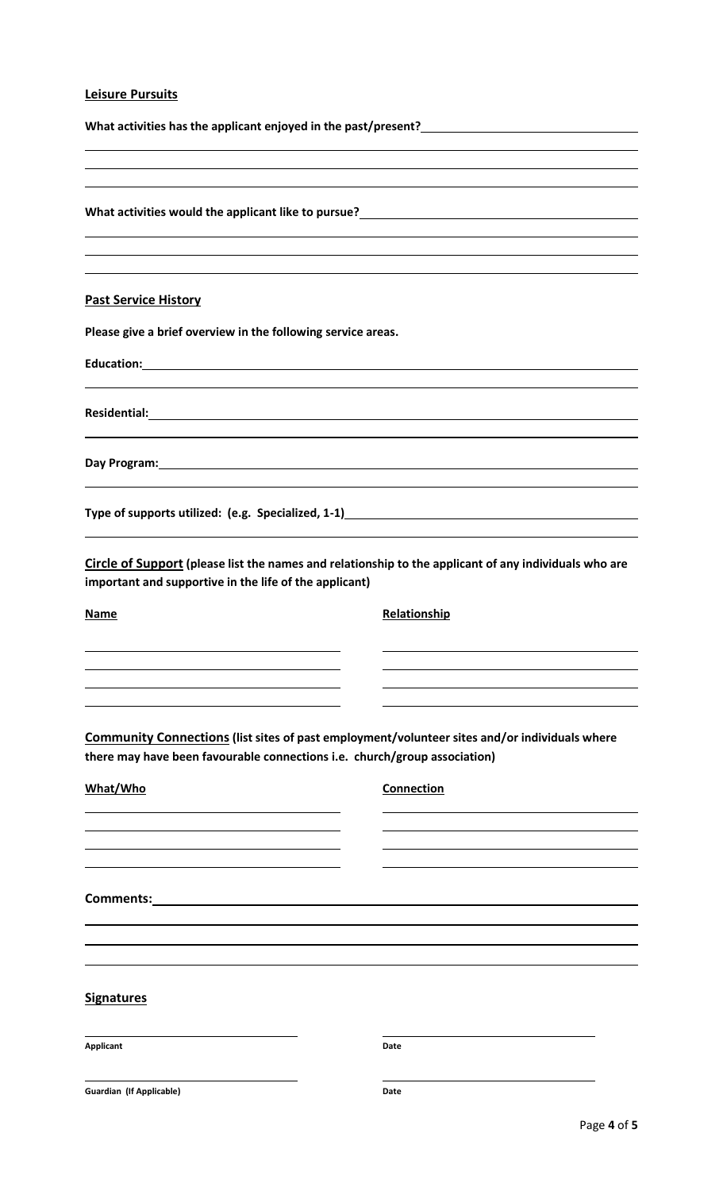**Leisure Pursuits**

**What activities has the applicant enjoyed in the past/present?**

**What activities would the applicant like to pursue?**

**Past Service History**

**Please give a brief overview in the following service areas.**

**Education:**

**Residential:**

**Day Program:**

**Type of supports utilized: (e.g. Specialized, 1-1)**

**Circle of Support (please list the names and relationship to the applicant of any individuals who are important and supportive in the life of the applicant)**

| **Name** | **Relationship** |
|---|---|
| | |
| | |
| | |
| | |

**Community Connections (list sites of past employment/volunteer sites and/or individuals where there may have been favourable connections i.e. church/group association)**

| **What/Who** | **Connection** |
|---|---|
| | |
| | |
| | |
| | |

**Comments:**

**Signatures**

| | |
|---|---|
| **Applicant** | **Date** |
| **Guardian (If Applicable)** | **Date** |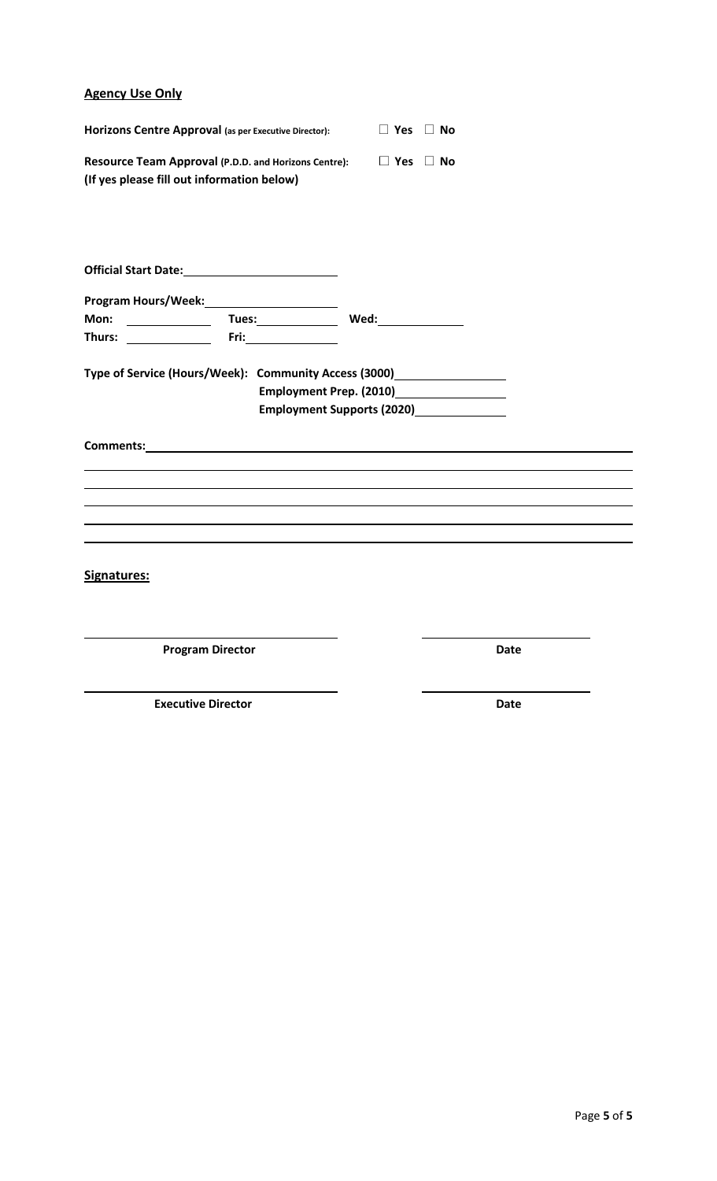**Agency Use Only**

**Horizons Centre Approval** (as per Executive Director): ☐ **Yes** ☐ **No**

**Resource Team Approval** (P.D.D. and Horizons Centre): ☐ **Yes** ☐ **No**
**(If yes please fill out information below)**

**Official Start Date:** \_\_\_\_\_\_\_\_\_\_\_\_\_\_\_\_\_\_\_\_

**Program Hours/Week:** \_\_\_\_\_\_\_\_\_\_\_\_\_\_\_\_\_\_\_\_

**Mon:** \_\_\_\_\_\_\_\_\_\_ **Tues:** \_\_\_\_\_\_\_\_\_\_ **Wed:** \_\_\_\_\_\_\_\_\_\_

**Thurs:** \_\_\_\_\_\_\_\_\_\_ **Fri:** \_\_\_\_\_\_\_\_\_\_

**Type of Service (Hours/Week): Community Access (3000)** \_\_\_\_\_\_\_\_\_\_\_\_\_\_\_\_

**Employment Prep. (2010)** \_\_\_\_\_\_\_\_\_\_\_\_\_\_\_\_

**Employment Supports (2020)** \_\_\_\_\_\_\_\_\_\_\_\_\_\_\_\_

**Comments:** \_\_\_\_\_\_\_\_\_\_\_\_\_\_\_\_\_\_\_\_\_\_\_\_\_\_\_\_\_\_\_\_\_\_\_\_\_\_\_\_

\_\_\_\_\_\_\_\_\_\_\_\_\_\_\_\_\_\_\_\_\_\_\_\_\_\_\_\_\_\_\_\_\_\_\_\_\_\_\_\_\_\_\_\_\_\_\_\_\_\_

\_\_\_\_\_\_\_\_\_\_\_\_\_\_\_\_\_\_\_\_\_\_\_\_\_\_\_\_\_\_\_\_\_\_\_\_\_\_\_\_\_\_\_\_\_\_\_\_\_\_

\_\_\_\_\_\_\_\_\_\_\_\_\_\_\_\_\_\_\_\_\_\_\_\_\_\_\_\_\_\_\_\_\_\_\_\_\_\_\_\_\_\_\_\_\_\_\_\_\_\_

\_\_\_\_\_\_\_\_\_\_\_\_\_\_\_\_\_\_\_\_\_\_\_\_\_\_\_\_\_\_\_\_\_\_\_\_\_\_\_\_\_\_\_\_\_\_\_\_\_\_

\_\_\_\_\_\_\_\_\_\_\_\_\_\_\_\_\_\_\_\_\_\_\_\_\_\_\_\_\_\_\_\_\_\_\_\_\_\_\_\_\_\_\_\_\_\_\_\_\_\_

**Signatures:**

\_\_\_\_\_\_\_\_\_\_\_\_\_\_\_\_\_\_\_\_\_\_\_\_\_\_\_\_ \_\_\_\_\_\_\_\_\_\_\_\_\_\_\_\_\_\_\_\_

**Program Director** **Date**

\_\_\_\_\_\_\_\_\_\_\_\_\_\_\_\_\_\_\_\_\_\_\_\_\_\_\_\_ \_\_\_\_\_\_\_\_\_\_\_\_\_\_\_\_\_\_\_\_

**Executive Director** **Date**